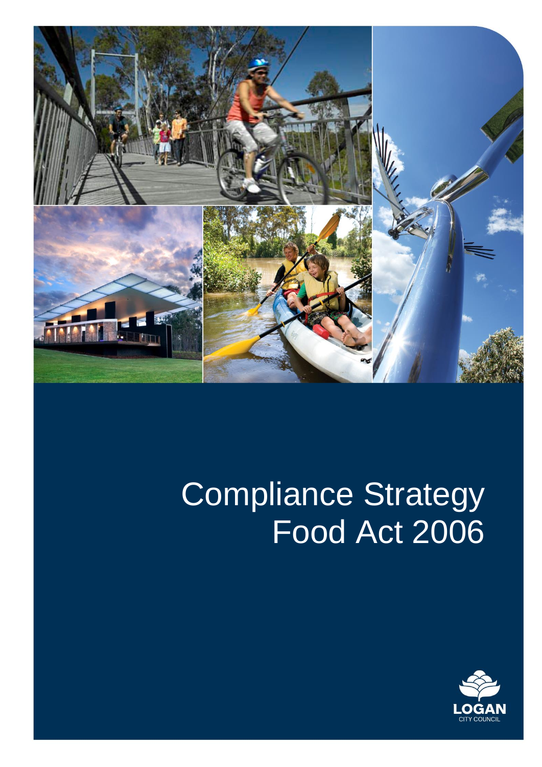# Compliance Strategy Food Act 2006

LOGAN CITY COUNCIL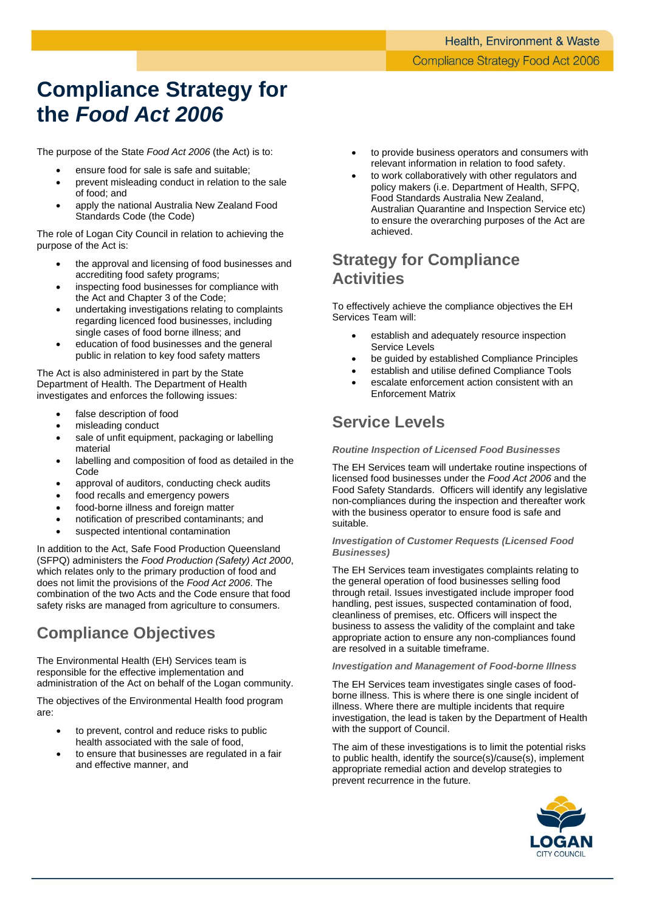# Compliance Strategy for the *Food Act 2006*

The purpose of the State *Food Act 2006* (the Act) is to:

- ensure food for sale is safe and suitable;
- prevent misleading conduct in relation to the sale of food; and
- apply the national Australia New Zealand Food Standards Code (the Code)

The role of Logan City Council in relation to achieving the purpose of the Act is:

- the approval and licensing of food businesses and accrediting food safety programs;
- inspecting food businesses for compliance with the Act and Chapter 3 of the Code;
- undertaking investigations relating to complaints regarding licenced food businesses, including single cases of food borne illness; and
- education of food businesses and the general public in relation to key food safety matters

The Act is also administered in part by the State Department of Health. The Department of Health investigates and enforces the following issues:

- false description of food
- misleading conduct
- sale of unfit equipment, packaging or labelling material
- labelling and composition of food as detailed in the Code
- approval of auditors, conducting check audits
- food recalls and emergency powers
- food-borne illness and foreign matter
- notification of prescribed contaminants; and
- suspected intentional contamination

In addition to the Act, Safe Food Production Queensland (SFPQ) administers the *Food Production (Safety) Act 2000*, which relates only to the primary production of food and does not limit the provisions of the *Food Act 2006*. The combination of the two Acts and the Code ensure that food safety risks are managed from agriculture to consumers.

## Compliance Objectives

The Environmental Health (EH) Services team is responsible for the effective implementation and administration of the Act on behalf of the Logan community.

The objectives of the Environmental Health food program are:

- to prevent, control and reduce risks to public health associated with the sale of food,
- to ensure that businesses are regulated in a fair and effective manner, and
- to provide business operators and consumers with relevant information in relation to food safety.
- to work collaboratively with other regulators and policy makers (i.e. Department of Health, SFPQ, Food Standards Australia New Zealand, Australian Quarantine and Inspection Service etc) to ensure the overarching purposes of the Act are achieved.

## Strategy for Compliance Activities

To effectively achieve the compliance objectives the EH Services Team will:

- establish and adequately resource inspection Service Levels
- be guided by established Compliance Principles
- establish and utilise defined Compliance Tools
- escalate enforcement action consistent with an Enforcement Matrix

## Service Levels

### *Routine Inspection of Licensed Food Businesses*

The EH Services team will undertake routine inspections of licensed food businesses under the *Food Act 2006* and the Food Safety Standards. Officers will identify any legislative non-compliances during the inspection and thereafter work with the business operator to ensure food is safe and suitable.

### *Investigation of Customer Requests (Licensed Food Businesses)*

The EH Services team investigates complaints relating to the general operation of food businesses selling food through retail. Issues investigated include improper food handling, pest issues, suspected contamination of food, cleanliness of premises, etc. Officers will inspect the business to assess the validity of the complaint and take appropriate action to ensure any non-compliances found are resolved in a suitable timeframe.

### *Investigation and Management of Food-borne Illness*

The EH Services team investigates single cases of food-borne illness. This is where there is one single incident of illness. Where there are multiple incidents that require investigation, the lead is taken by the Department of Health with the support of Council.

The aim of these investigations is to limit the potential risks to public health, identify the source(s)/cause(s), implement appropriate remedial action and develop strategies to prevent recurrence in the future.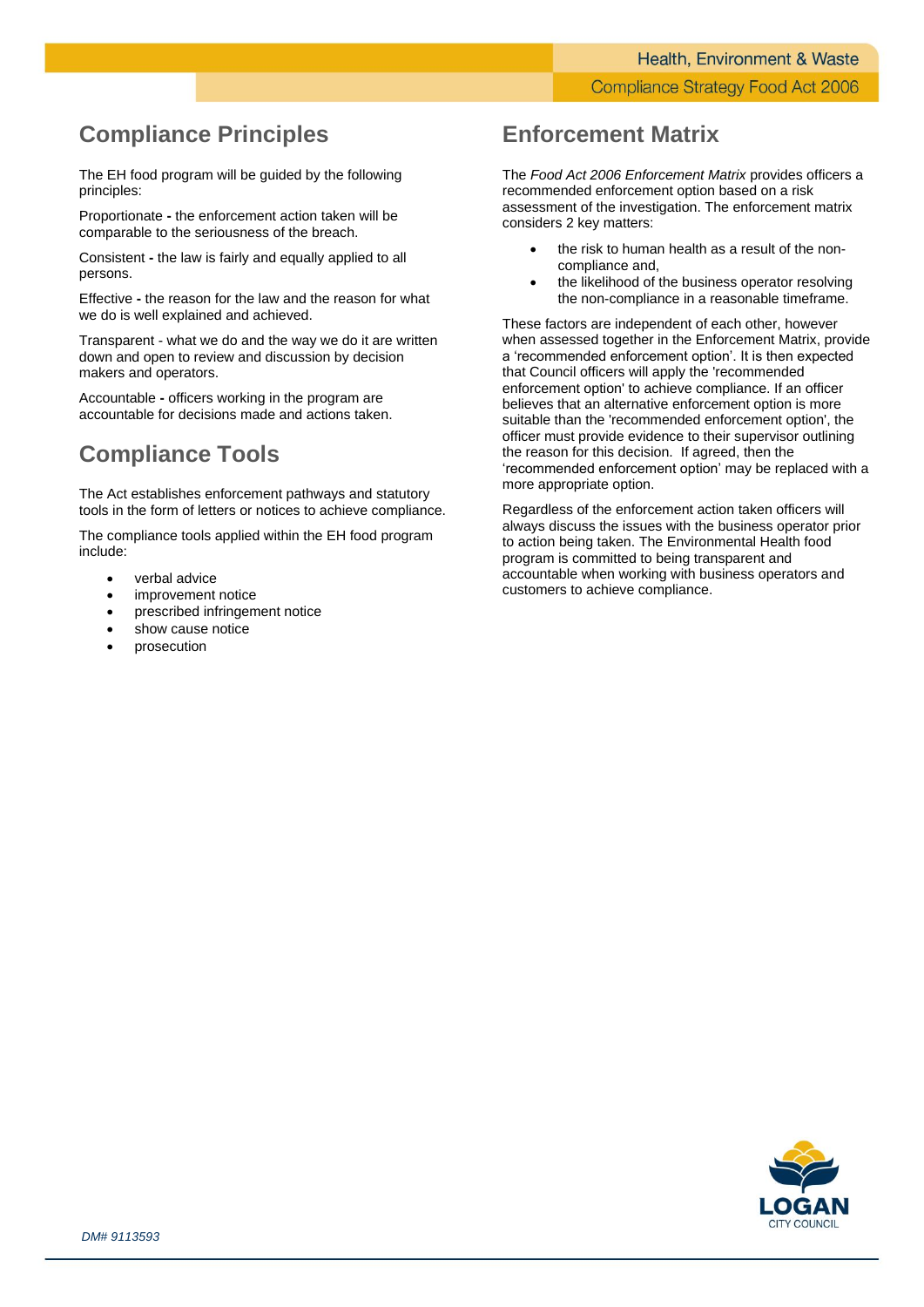## Compliance Principles

The EH food program will be guided by the following principles:

Proportionate **-** the enforcement action taken will be comparable to the seriousness of the breach.

Consistent **-** the law is fairly and equally applied to all persons.

Effective **-** the reason for the law and the reason for what we do is well explained and achieved.

Transparent - what we do and the way we do it are written down and open to review and discussion by decision makers and operators.

Accountable **-** officers working in the program are accountable for decisions made and actions taken.

## Compliance Tools

The Act establishes enforcement pathways and statutory tools in the form of letters or notices to achieve compliance.

The compliance tools applied within the EH food program include:

- verbal advice
- improvement notice
- prescribed infringement notice
- show cause notice
- prosecution

## Enforcement Matrix

The *Food Act 2006 Enforcement Matrix* provides officers a recommended enforcement option based on a risk assessment of the investigation. The enforcement matrix considers 2 key matters:

- the risk to human health as a result of the non-compliance and,
- the likelihood of the business operator resolving the non-compliance in a reasonable timeframe.

These factors are independent of each other, however when assessed together in the Enforcement Matrix, provide a 'recommended enforcement option'. It is then expected that Council officers will apply the 'recommended enforcement option' to achieve compliance. If an officer believes that an alternative enforcement option is more suitable than the 'recommended enforcement option', the officer must provide evidence to their supervisor outlining the reason for this decision. If agreed, then the 'recommended enforcement option' may be replaced with a more appropriate option.

Regardless of the enforcement action taken officers will always discuss the issues with the business operator prior to action being taken. The Environmental Health food program is committed to being transparent and accountable when working with business operators and customers to achieve compliance.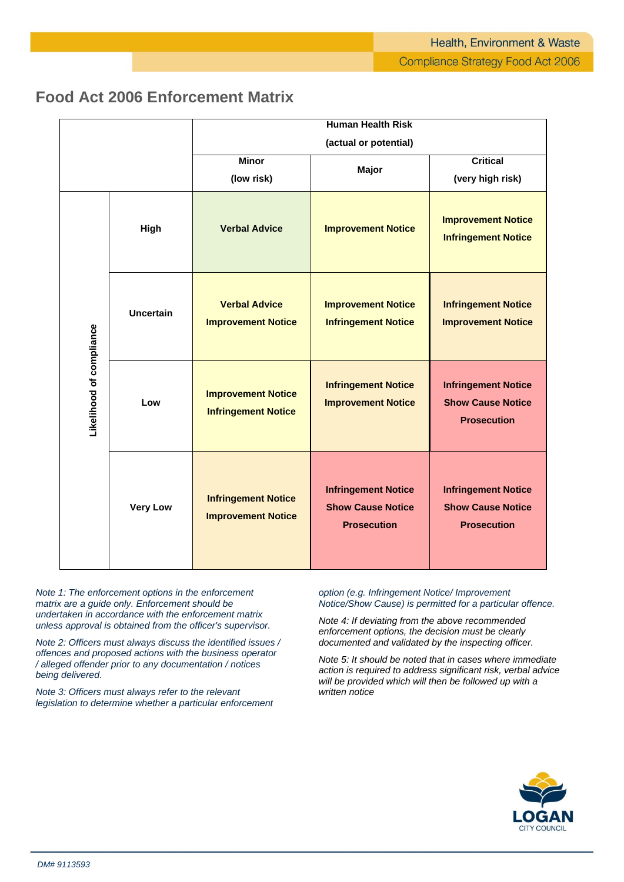## Food Act 2006 Enforcement Matrix

| | | Human Health Risk (actual or potential) | | |
|---|---|---|---|---|
| | | **Minor (low risk)** | **Major** | **Critical (very high risk)** |
| **Likelihood of compliance** | **High** | **Verbal Advice** | **Improvement Notice** | **Improvement Notice Infringement Notice** |
| | **Uncertain** | **Verbal Advice Improvement Notice** | **Improvement Notice Infringement Notice** | **Infringement Notice Improvement Notice** |
| | **Low** | **Improvement Notice Infringement Notice** | **Infringement Notice Improvement Notice** | **Infringement Notice Show Cause Notice Prosecution** |
| | **Very Low** | **Infringement Notice Improvement Notice** | **Infringement Notice Show Cause Notice Prosecution** | **Infringement Notice Show Cause Notice Prosecution** |

*Note 1: The enforcement options in the enforcement matrix are a guide only. Enforcement should be undertaken in accordance with the enforcement matrix unless approval is obtained from the officer's supervisor.*

*Note 2: Officers must always discuss the identified issues / offences and proposed actions with the business operator / alleged offender prior to any documentation / notices being delivered.*

*Note 3: Officers must always refer to the relevant legislation to determine whether a particular enforcement option (e.g. Infringement Notice/ Improvement Notice/Show Cause) is permitted for a particular offence.*

*Note 4: If deviating from the above recommended enforcement options, the decision must be clearly documented and validated by the inspecting officer.*

*Note 5: It should be noted that in cases where immediate action is required to address significant risk, verbal advice will be provided which will then be followed up with a written notice*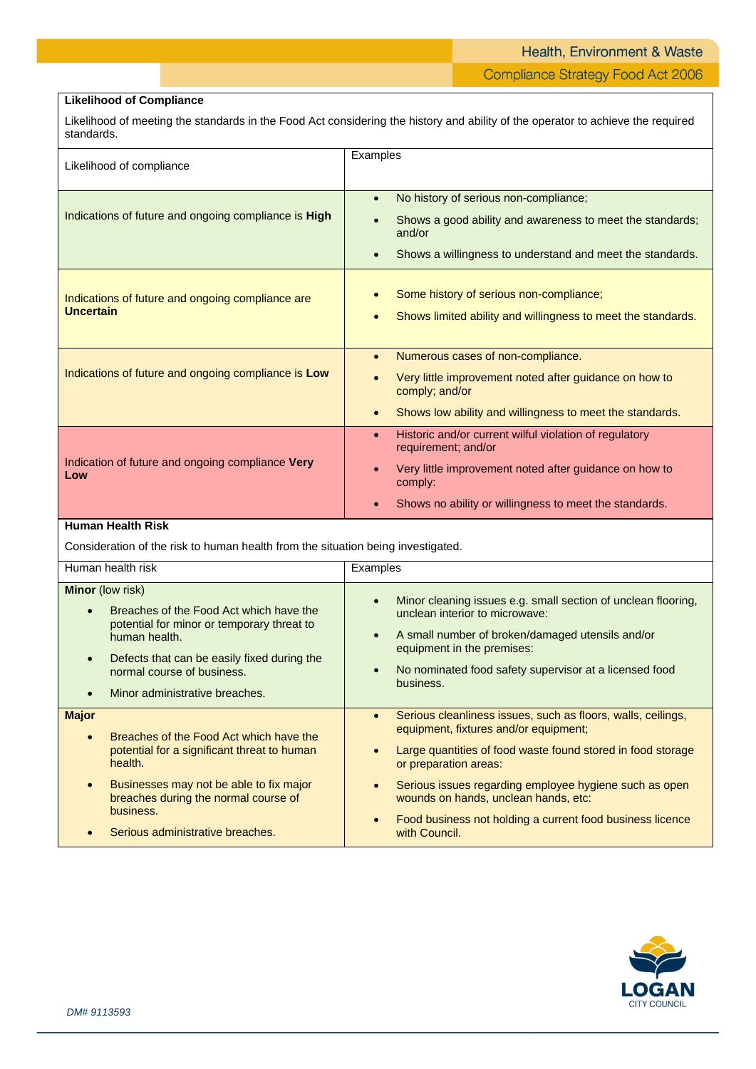**Likelihood of Compliance**

Likelihood of meeting the standards in the Food Act considering the history and ability of the operator to achieve the required standards.

| Likelihood of compliance | Examples |
|---|---|
| Indications of future and ongoing compliance is **High** | • No history of serious non-compliance;<br>• Shows a good ability and awareness to meet the standards; and/or<br>• Shows a willingness to understand and meet the standards. |
| Indications of future and ongoing compliance are **Uncertain** | • Some history of serious non-compliance;<br>• Shows limited ability and willingness to meet the standards. |
| Indications of future and ongoing compliance is **Low** | • Numerous cases of non-compliance.<br>• Very little improvement noted after guidance on how to comply; and/or<br>• Shows low ability and willingness to meet the standards. |
| Indication of future and ongoing compliance **Very Low** | • Historic and/or current wilful violation of regulatory requirement; and/or<br>• Very little improvement noted after guidance on how to comply:<br>• Shows no ability or willingness to meet the standards. |

**Human Health Risk**

Consideration of the risk to human health from the situation being investigated.

| Human health risk | Examples |
|---|---|
| **Minor** (low risk)<br>• Breaches of the Food Act which have the potential for minor or temporary threat to human health.<br>• Defects that can be easily fixed during the normal course of business.<br>• Minor administrative breaches. | • Minor cleaning issues e.g. small section of unclean flooring, unclean interior to microwave:<br>• A small number of broken/damaged utensils and/or equipment in the premises:<br>• No nominated food safety supervisor at a licensed food business. |
| **Major**<br>• Breaches of the Food Act which have the potential for a significant threat to human health.<br>• Businesses may not be able to fix major breaches during the normal course of business.<br>• Serious administrative breaches. | • Serious cleanliness issues, such as floors, walls, ceilings, equipment, fixtures and/or equipment;<br>• Large quantities of food waste found stored in food storage or preparation areas:<br>• Serious issues regarding employee hygiene such as open wounds on hands, unclean hands, etc:<br>• Food business not holding a current food business licence with Council. |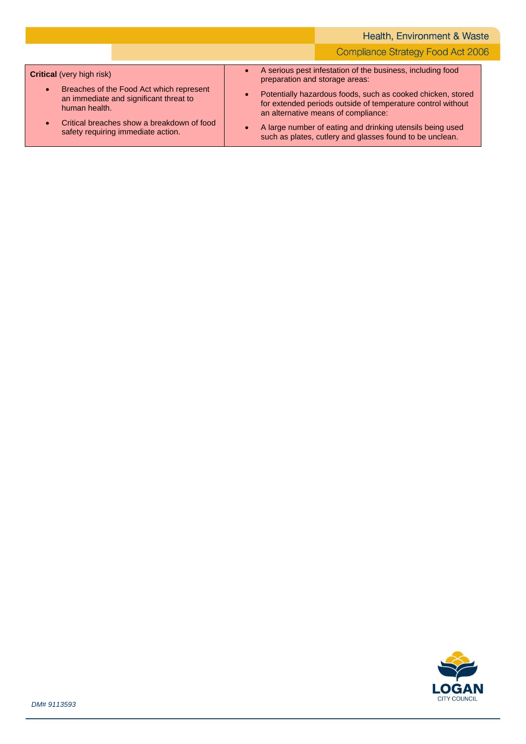| | |
|---|---|
| **Critical** (very high risk)<br>• Breaches of the Food Act which represent an immediate and significant threat to human health.<br>• Critical breaches show a breakdown of food safety requiring immediate action. | • A serious pest infestation of the business, including food preparation and storage areas:<br>• Potentially hazardous foods, such as cooked chicken, stored for extended periods outside of temperature control without an alternative means of compliance:<br>• A large number of eating and drinking utensils being used such as plates, cutlery and glasses found to be unclean. |

*DM# 9113593*